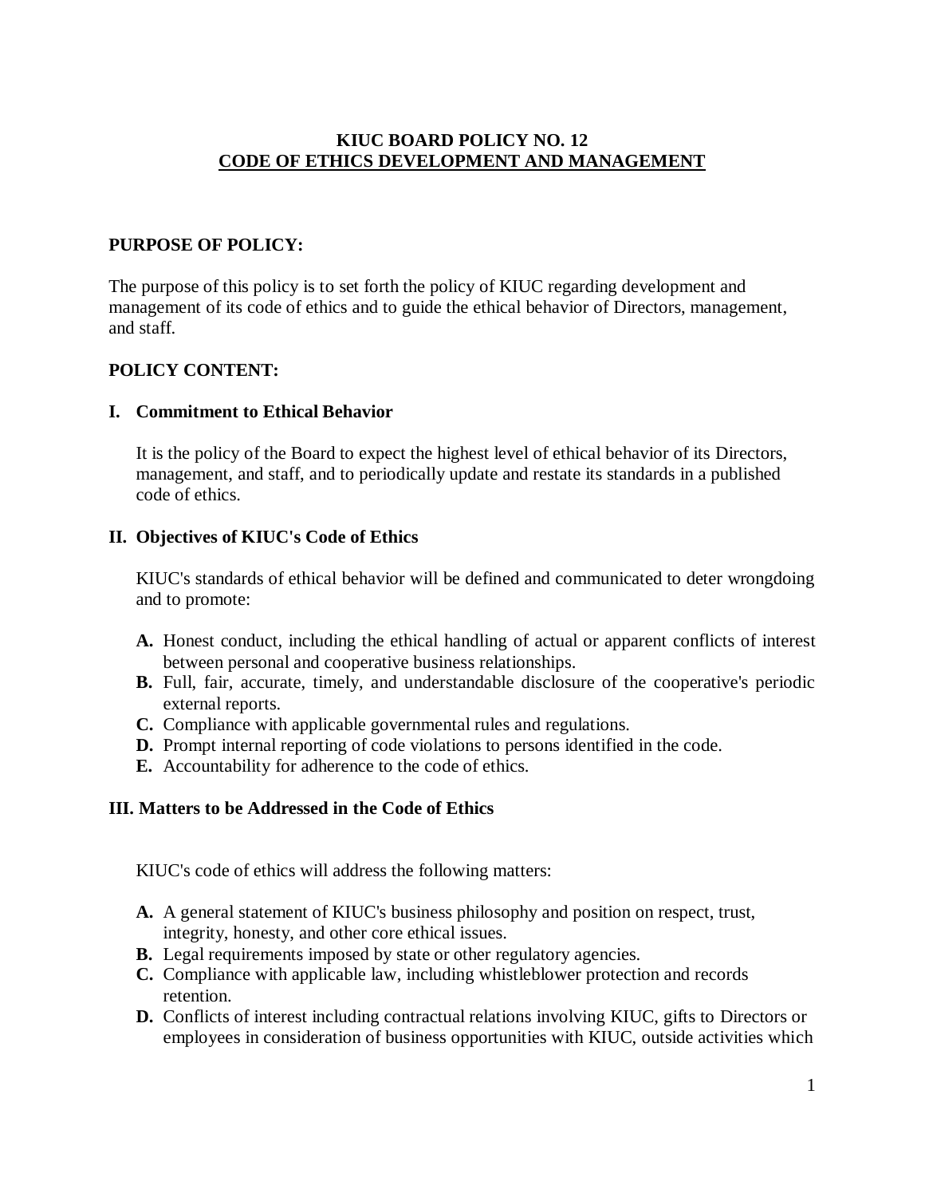# KIUC BOARD POLICY NO. 12
## CODE OF ETHICS DEVELOPMENT AND MANAGEMENT

**PURPOSE OF POLICY:**

The purpose of this policy is to set forth the policy of KIUC regarding development and management of its code of ethics and to guide the ethical behavior of Directors, management, and staff.

**POLICY CONTENT:**

**I. Commitment to Ethical Behavior**

It is the policy of the Board to expect the highest level of ethical behavior of its Directors, management, and staff, and to periodically update and restate its standards in a published code of ethics.

**II. Objectives of KIUC's Code of Ethics**

KIUC's standards of ethical behavior will be defined and communicated to deter wrongdoing and to promote:

- **A.** Honest conduct, including the ethical handling of actual or apparent conflicts of interest between personal and cooperative business relationships.
- **B.** Full, fair, accurate, timely, and understandable disclosure of the cooperative's periodic external reports.
- **C.** Compliance with applicable governmental rules and regulations.
- **D.** Prompt internal reporting of code violations to persons identified in the code.
- **E.** Accountability for adherence to the code of ethics.

**III. Matters to be Addressed in the Code of Ethics**

KIUC's code of ethics will address the following matters:

- **A.** A general statement of KIUC's business philosophy and position on respect, trust, integrity, honesty, and other core ethical issues.
- **B.** Legal requirements imposed by state or other regulatory agencies.
- **C.** Compliance with applicable law, including whistleblower protection and records retention.
- **D.** Conflicts of interest including contractual relations involving KIUC, gifts to Directors or employees in consideration of business opportunities with KIUC, outside activities which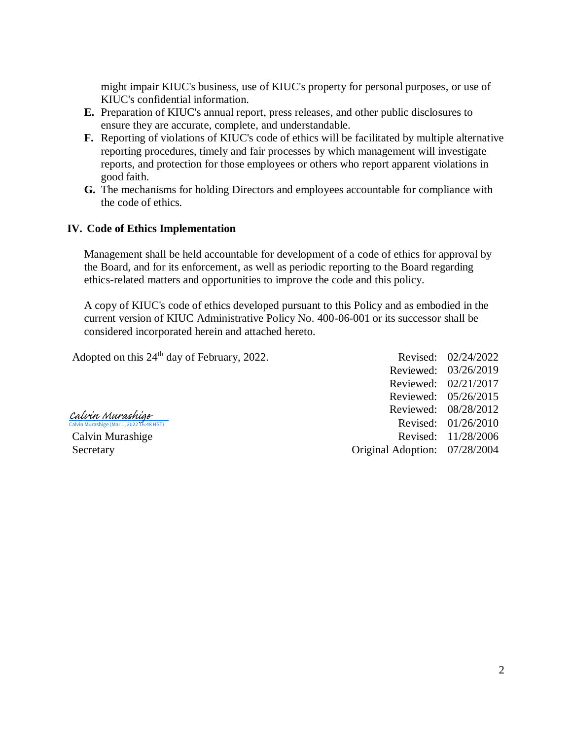might impair KIUC's business, use of KIUC's property for personal purposes, or use of KIUC's confidential information.

**E.** Preparation of KIUC's annual report, press releases, and other public disclosures to ensure they are accurate, complete, and understandable.

**F.** Reporting of violations of KIUC's code of ethics will be facilitated by multiple alternative reporting procedures, timely and fair processes by which management will investigate reports, and protection for those employees or others who report apparent violations in good faith.

**G.** The mechanisms for holding Directors and employees accountable for compliance with the code of ethics.

## IV. Code of Ethics Implementation

Management shall be held accountable for development of a code of ethics for approval by the Board, and for its enforcement, as well as periodic reporting to the Board regarding ethics-related matters and opportunities to improve the code and this policy.

A copy of KIUC's code of ethics developed pursuant to this Policy and as embodied in the current version of KIUC Administrative Policy No. 400-06-001 or its successor shall be considered incorporated herein and attached hereto.

Adopted on this 24th day of February, 2022.

Calvin Murashige
Calvin Murashige (Mar 1, 2022 16:48 HST)

Calvin Murashige
Secretary

| | |
|---|---|
| Revised: | 02/24/2022 |
| Reviewed: | 03/26/2019 |
| Reviewed: | 02/21/2017 |
| Reviewed: | 05/26/2015 |
| Reviewed: | 08/28/2012 |
| Revised: | 01/26/2010 |
| Revised: | 11/28/2006 |
| Original Adoption: | 07/28/2004 |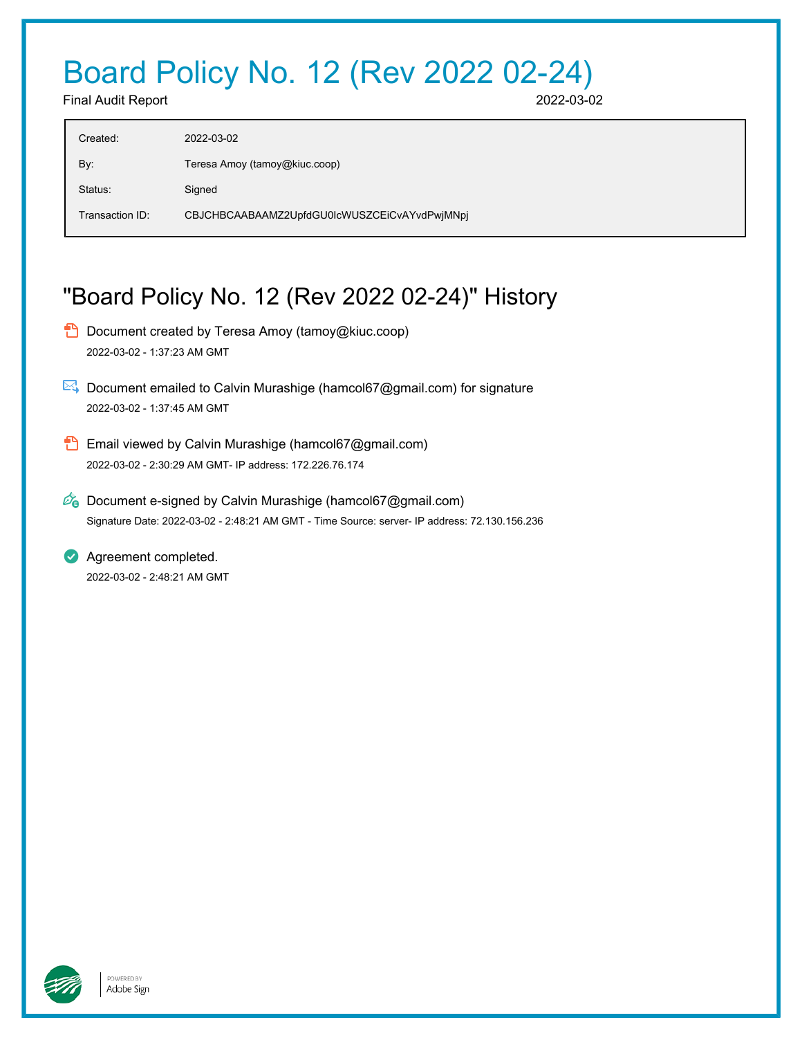# Board Policy No. 12 (Rev 2022 02-24)

Final Audit Report 2022-03-02

| | |
|---|---|
| Created: | 2022-03-02 |
| By: | Teresa Amoy (tamoy@kiuc.coop) |
| Status: | Signed |
| Transaction ID: | CBJCHBCAABAAMZ2UpfdGU0IcWUSZCEiCvAYvdPwjMNpj |

## "Board Policy No. 12 (Rev 2022 02-24)" History

- Document created by Teresa Amoy (tamoy@kiuc.coop)
  2022-03-02 - 1:37:23 AM GMT

- Document emailed to Calvin Murashige (hamcol67@gmail.com) for signature
  2022-03-02 - 1:37:45 AM GMT

- Email viewed by Calvin Murashige (hamcol67@gmail.com)
  2022-03-02 - 2:30:29 AM GMT- IP address: 172.226.76.174

- Document e-signed by Calvin Murashige (hamcol67@gmail.com)
  Signature Date: 2022-03-02 - 2:48:21 AM GMT - Time Source: server- IP address: 72.130.156.236

- Agreement completed.
  2022-03-02 - 2:48:21 AM GMT

POWERED BY Adobe Sign